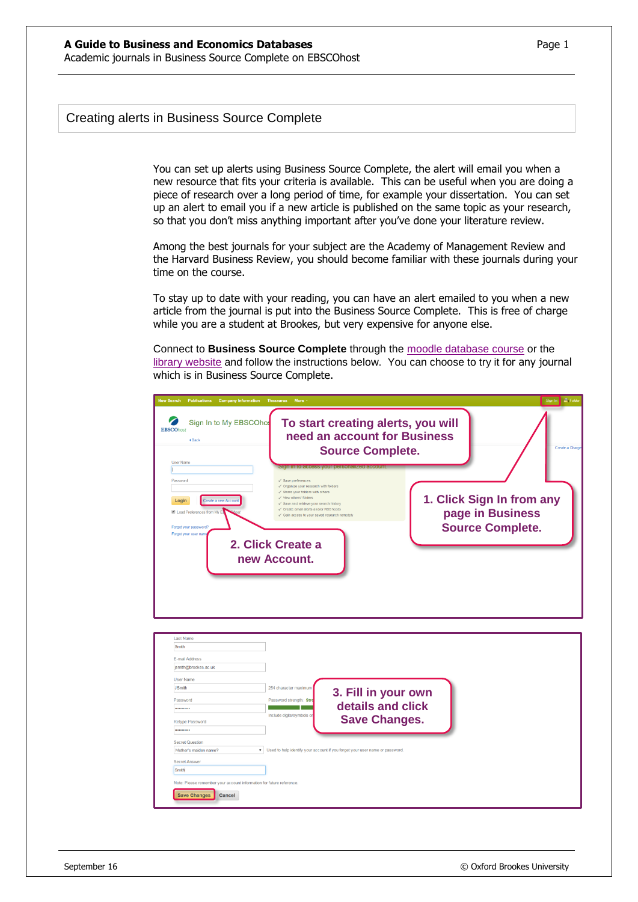## Creating alerts in Business Source Complete

You can set up alerts using Business Source Complete, the alert will email you when a new resource that fits your criteria is available. This can be useful when you are doing a piece of research over a long period of time, for example your dissertation. You can set up an alert to email you if a new article is published on the same topic as your research, so that you don't miss anything important after you've done your literature review.

Among the best journals for your subject are the Academy of Management Review and the Harvard Business Review, you should become familiar with these journals during your time on the course.

To stay up to date with your reading, you can have an alert emailed to you when a new article from the journal is put into the Business Source Complete. This is free of charge while you are a student at Brookes, but very expensive for anyone else.

Connect to **Business Source Complete** through the moodle database course or the library website and follow the instructions below. You can choose to try it for any journal which is in Business Source Complete.

To start creating alerts, you will need an account for Business Source Complete.

1. Click Sign In from any page in Business Source Complete.

2. Click Create a new Account.

3. Fill in your own details and click Save Changes.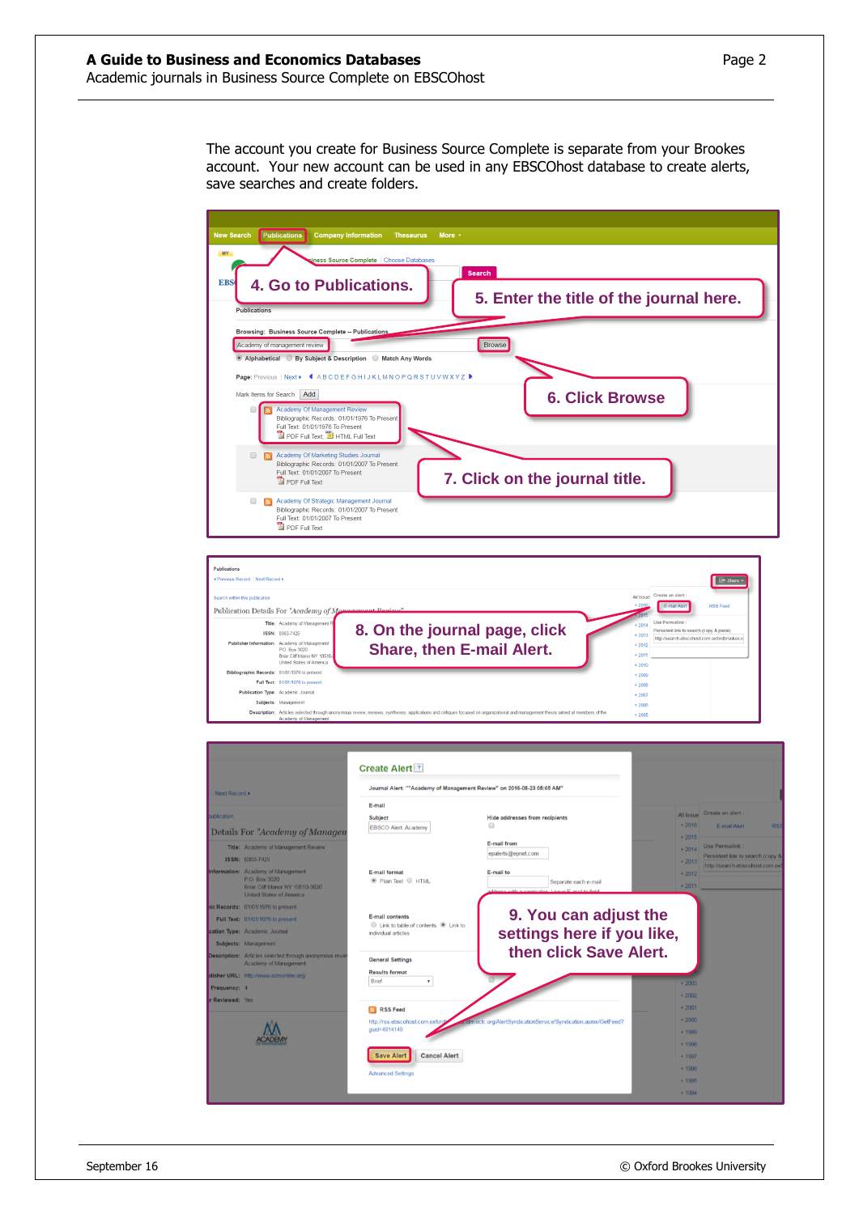The account you create for Business Source Complete is separate from your Brookes account. Your new account can be used in any EBSCOhost database to create alerts, save searches and create folders.

4. Go to Publications.

5. Enter the title of the journal here.

6. Click Browse

7. Click on the journal title.

8. On the journal page, click Share, then E-mail Alert.

9. You can adjust the settings here if you like, then click Save Alert.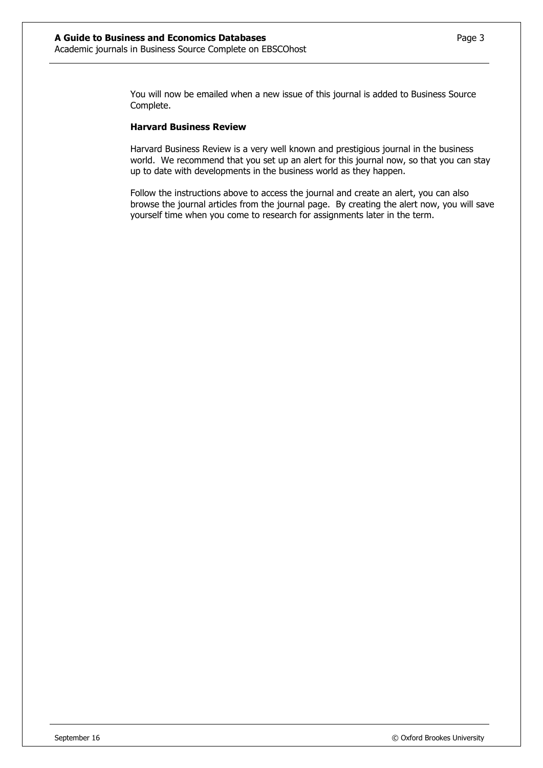You will now be emailed when a new issue of this journal is added to Business Source Complete.

**Harvard Business Review**

Harvard Business Review is a very well known and prestigious journal in the business world. We recommend that you set up an alert for this journal now, so that you can stay up to date with developments in the business world as they happen.

Follow the instructions above to access the journal and create an alert, you can also browse the journal articles from the journal page. By creating the alert now, you will save yourself time when you come to research for assignments later in the term.